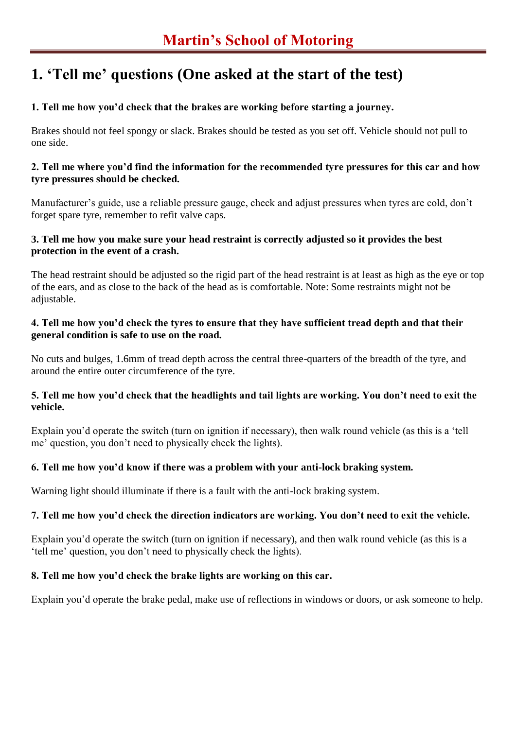# Martin's School of Motoring

## 1. 'Tell me' questions (One asked at the start of the test)

**1. Tell me how you'd check that the brakes are working before starting a journey.**

Brakes should not feel spongy or slack. Brakes should be tested as you set off. Vehicle should not pull to one side.

**2. Tell me where you'd find the information for the recommended tyre pressures for this car and how tyre pressures should be checked.**

Manufacturer's guide, use a reliable pressure gauge, check and adjust pressures when tyres are cold, don't forget spare tyre, remember to refit valve caps.

**3. Tell me how you make sure your head restraint is correctly adjusted so it provides the best protection in the event of a crash.**

The head restraint should be adjusted so the rigid part of the head restraint is at least as high as the eye or top of the ears, and as close to the back of the head as is comfortable. Note: Some restraints might not be adjustable.

**4. Tell me how you'd check the tyres to ensure that they have sufficient tread depth and that their general condition is safe to use on the road.**

No cuts and bulges, 1.6mm of tread depth across the central three-quarters of the breadth of the tyre, and around the entire outer circumference of the tyre.

**5. Tell me how you'd check that the headlights and tail lights are working. You don't need to exit the vehicle.**

Explain you'd operate the switch (turn on ignition if necessary), then walk round vehicle (as this is a 'tell me' question, you don't need to physically check the lights).

**6. Tell me how you'd know if there was a problem with your anti-lock braking system.**

Warning light should illuminate if there is a fault with the anti-lock braking system.

**7. Tell me how you'd check the direction indicators are working. You don't need to exit the vehicle.**

Explain you'd operate the switch (turn on ignition if necessary), and then walk round vehicle (as this is a 'tell me' question, you don't need to physically check the lights).

**8. Tell me how you'd check the brake lights are working on this car.**

Explain you'd operate the brake pedal, make use of reflections in windows or doors, or ask someone to help.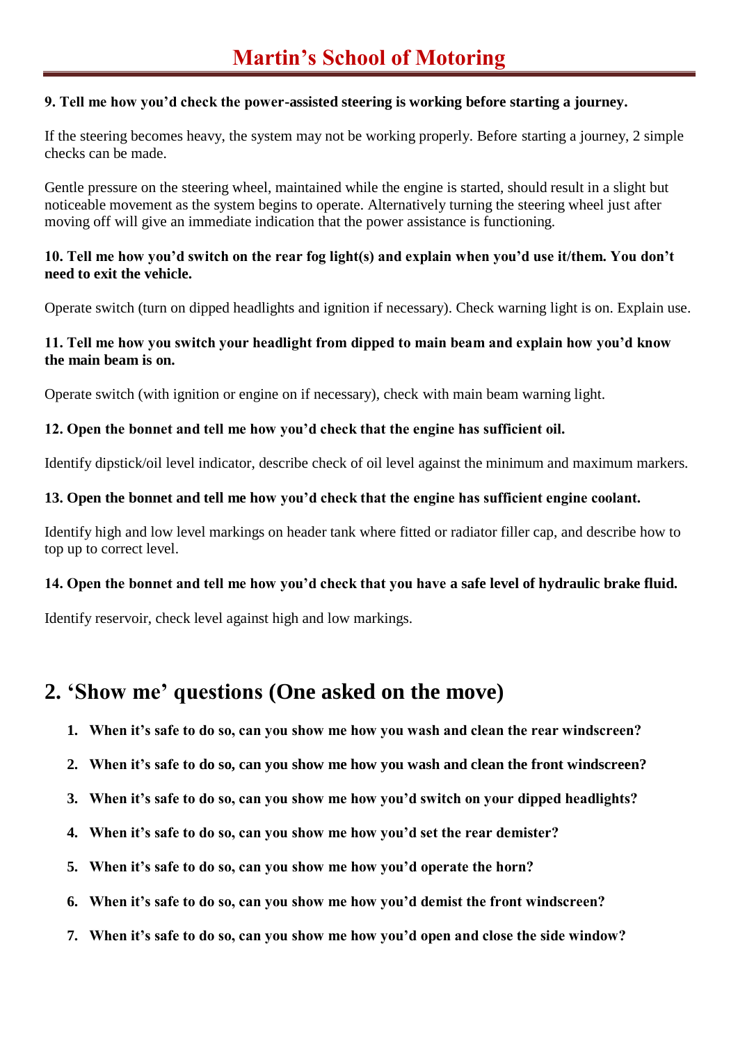**9. Tell me how you'd check the power-assisted steering is working before starting a journey.**

If the steering becomes heavy, the system may not be working properly. Before starting a journey, 2 simple checks can be made.

Gentle pressure on the steering wheel, maintained while the engine is started, should result in a slight but noticeable movement as the system begins to operate. Alternatively turning the steering wheel just after moving off will give an immediate indication that the power assistance is functioning.

**10. Tell me how you'd switch on the rear fog light(s) and explain when you'd use it/them. You don't need to exit the vehicle.**

Operate switch (turn on dipped headlights and ignition if necessary). Check warning light is on. Explain use.

**11. Tell me how you switch your headlight from dipped to main beam and explain how you'd know the main beam is on.**

Operate switch (with ignition or engine on if necessary), check with main beam warning light.

**12. Open the bonnet and tell me how you'd check that the engine has sufficient oil.**

Identify dipstick/oil level indicator, describe check of oil level against the minimum and maximum markers.

**13. Open the bonnet and tell me how you'd check that the engine has sufficient engine coolant.**

Identify high and low level markings on header tank where fitted or radiator filler cap, and describe how to top up to correct level.

**14. Open the bonnet and tell me how you'd check that you have a safe level of hydraulic brake fluid.**

Identify reservoir, check level against high and low markings.

## 2. 'Show me' questions (One asked on the move)

1. **When it's safe to do so, can you show me how you wash and clean the rear windscreen?**
2. **When it's safe to do so, can you show me how you wash and clean the front windscreen?**
3. **When it's safe to do so, can you show me how you'd switch on your dipped headlights?**
4. **When it's safe to do so, can you show me how you'd set the rear demister?**
5. **When it's safe to do so, can you show me how you'd operate the horn?**
6. **When it's safe to do so, can you show me how you'd demist the front windscreen?**
7. **When it's safe to do so, can you show me how you'd open and close the side window?**